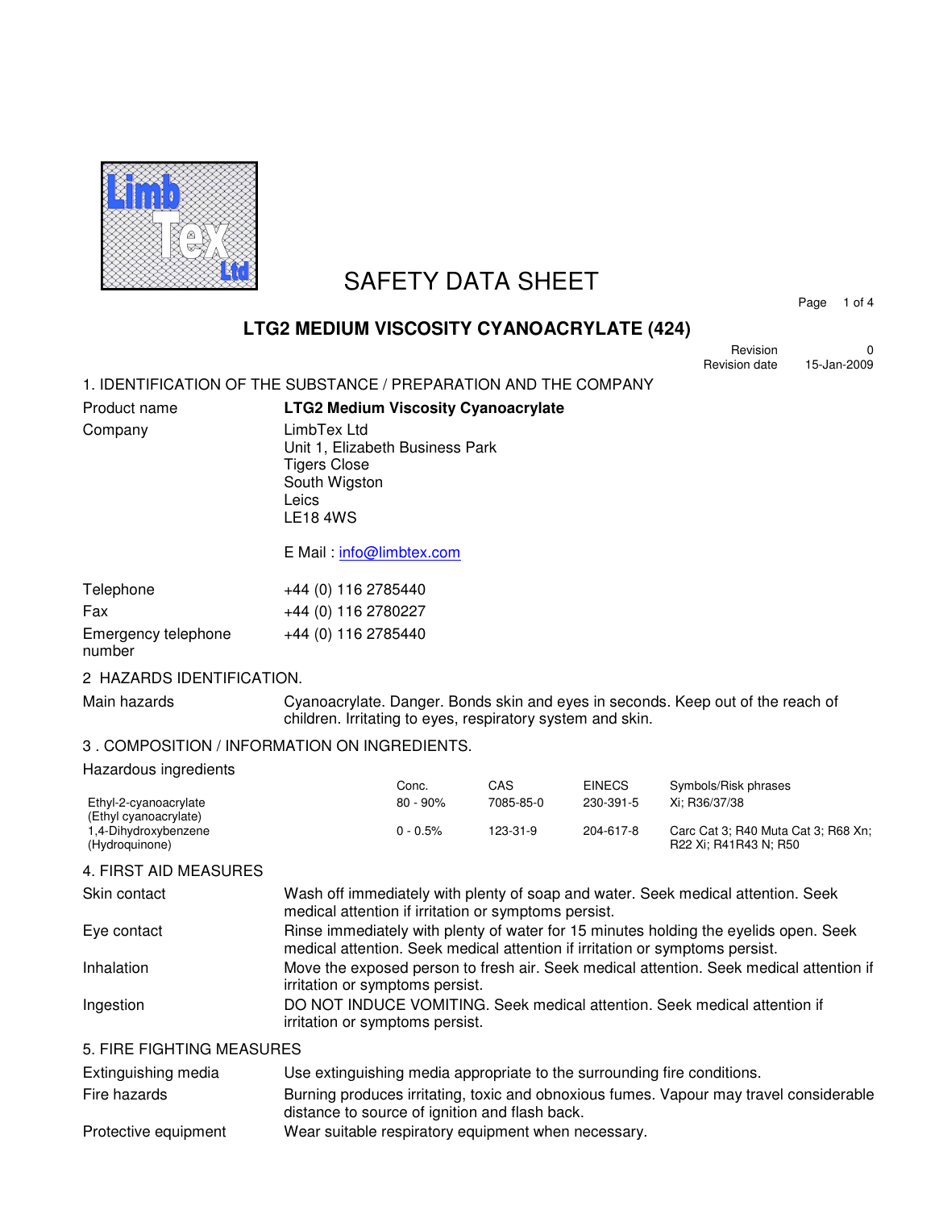# SAFETY DATA SHEET

## LTG2 MEDIUM VISCOSITY CYANOACRYLATE (424)

Revision 0
Revision date 15-Jan-2009

### 1. IDENTIFICATION OF THE SUBSTANCE / PREPARATION AND THE COMPANY

| | |
|---|---|
| Product name | **LTG2 Medium Viscosity Cyanoacrylate** |
| Company | LimbTex Ltd<br>Unit 1, Elizabeth Business Park<br>Tigers Close<br>South Wigston<br>Leics<br>LE18 4WS<br><br>E Mail : info@limbtex.com |
| Telephone | +44 (0) 116 2785440 |
| Fax | +44 (0) 116 2780227 |
| Emergency telephone number | +44 (0) 116 2785440 |

### 2 HAZARDS IDENTIFICATION.

| | |
|---|---|
| Main hazards | Cyanoacrylate. Danger. Bonds skin and eyes in seconds. Keep out of the reach of children. Irritating to eyes, respiratory system and skin. |

### 3 . COMPOSITION / INFORMATION ON INGREDIENTS.

Hazardous ingredients

| | Conc. | CAS | EINECS | Symbols/Risk phrases |
|---|---|---|---|---|
| Ethyl-2-cyanoacrylate (Ethyl cyanoacrylate) | 80 - 90% | 7085-85-0 | 230-391-5 | Xi; R36/37/38 |
| 1,4-Dihydroxybenzene (Hydroquinone) | 0 - 0.5% | 123-31-9 | 204-617-8 | Carc Cat 3; R40 Muta Cat 3; R68 Xn; R22 Xi; R41R43 N; R50 |

### 4. FIRST AID MEASURES

| | |
|---|---|
| Skin contact | Wash off immediately with plenty of soap and water. Seek medical attention. Seek medical attention if irritation or symptoms persist. |
| Eye contact | Rinse immediately with plenty of water for 15 minutes holding the eyelids open. Seek medical attention. Seek medical attention if irritation or symptoms persist. |
| Inhalation | Move the exposed person to fresh air. Seek medical attention. Seek medical attention if irritation or symptoms persist. |
| Ingestion | DO NOT INDUCE VOMITING. Seek medical attention. Seek medical attention if irritation or symptoms persist. |

### 5. FIRE FIGHTING MEASURES

| | |
|---|---|
| Extinguishing media | Use extinguishing media appropriate to the surrounding fire conditions. |
| Fire hazards | Burning produces irritating, toxic and obnoxious fumes. Vapour may travel considerable distance to source of ignition and flash back. |
| Protective equipment | Wear suitable respiratory equipment when necessary. |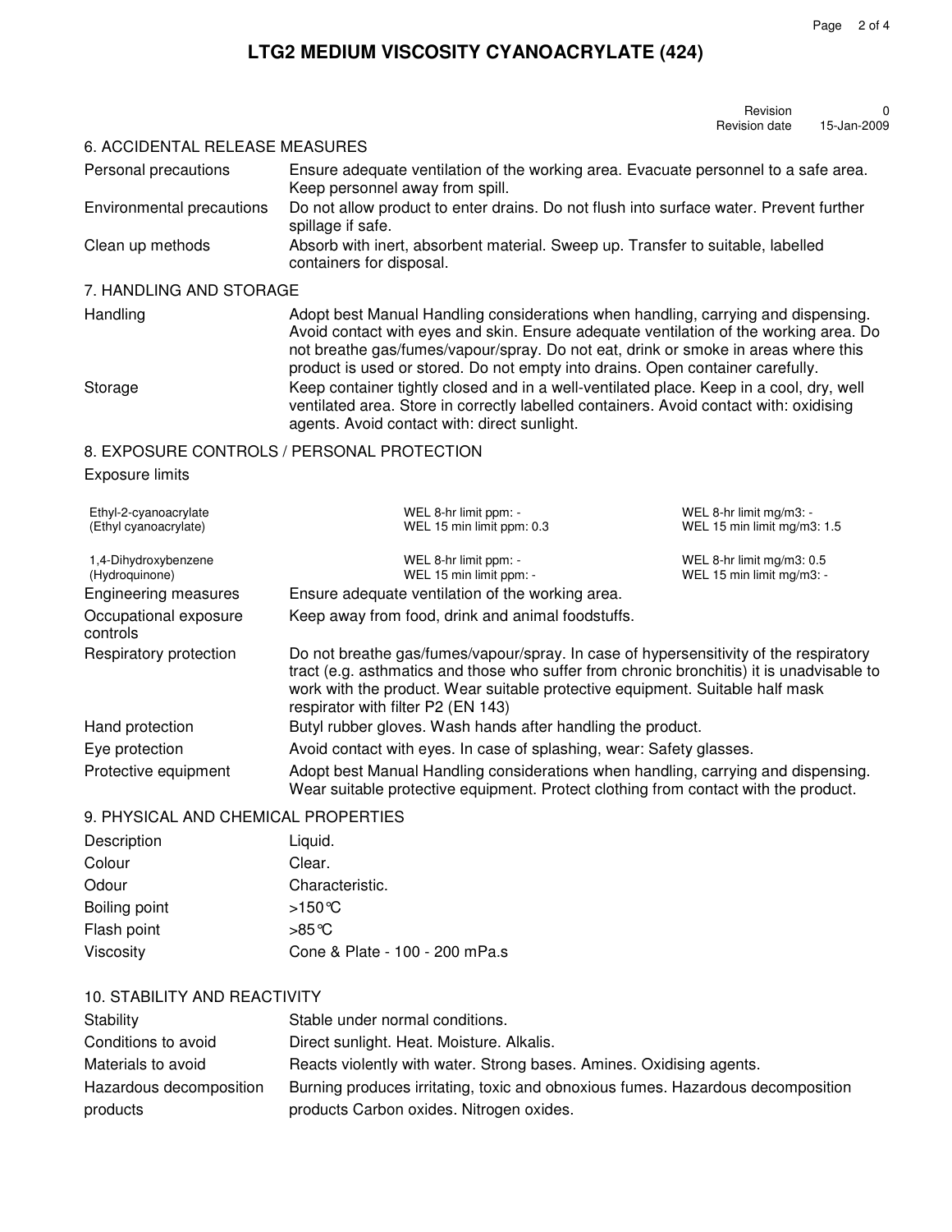# LTG2 MEDIUM VISCOSITY CYANOACRYLATE (424)

| | |
|---|---|
| Revision | 0 |
| Revision date | 15-Jan-2009 |

## 6. ACCIDENTAL RELEASE MEASURES

| | |
|---|---|
| Personal precautions | Ensure adequate ventilation of the working area. Evacuate personnel to a safe area. Keep personnel away from spill. |
| Environmental precautions | Do not allow product to enter drains. Do not flush into surface water. Prevent further spillage if safe. |
| Clean up methods | Absorb with inert, absorbent material. Sweep up. Transfer to suitable, labelled containers for disposal. |

## 7. HANDLING AND STORAGE

| | |
|---|---|
| Handling | Adopt best Manual Handling considerations when handling, carrying and dispensing. Avoid contact with eyes and skin. Ensure adequate ventilation of the working area. Do not breathe gas/fumes/vapour/spray. Do not eat, drink or smoke in areas where this product is used or stored. Do not empty into drains. Open container carefully. |
| Storage | Keep container tightly closed and in a well-ventilated place. Keep in a cool, dry, well ventilated area. Store in correctly labelled containers. Avoid contact with: oxidising agents. Avoid contact with: direct sunlight. |

## 8. EXPOSURE CONTROLS / PERSONAL PROTECTION

Exposure limits

| | | |
|---|---|---|
| Ethyl-2-cyanoacrylate (Ethyl cyanoacrylate) | WEL 8-hr limit ppm: -<br>WEL 15 min limit ppm: 0.3 | WEL 8-hr limit mg/m3: -<br>WEL 15 min limit mg/m3: 1.5 |
| 1,4-Dihydroxybenzene (Hydroquinone) | WEL 8-hr limit ppm: -<br>WEL 15 min limit ppm: - | WEL 8-hr limit mg/m3: 0.5<br>WEL 15 min limit mg/m3: - |

| | |
|---|---|
| Engineering measures | Ensure adequate ventilation of the working area. |
| Occupational exposure controls | Keep away from food, drink and animal foodstuffs. |
| Respiratory protection | Do not breathe gas/fumes/vapour/spray. In case of hypersensitivity of the respiratory tract (e.g. asthmatics and those who suffer from chronic bronchitis) it is unadvisable to work with the product. Wear suitable protective equipment. Suitable half mask respirator with filter P2 (EN 143) |
| Hand protection | Butyl rubber gloves. Wash hands after handling the product. |
| Eye protection | Avoid contact with eyes. In case of splashing, wear: Safety glasses. |
| Protective equipment | Adopt best Manual Handling considerations when handling, carrying and dispensing. Wear suitable protective equipment. Protect clothing from contact with the product. |

## 9. PHYSICAL AND CHEMICAL PROPERTIES

| | |
|---|---|
| Description | Liquid. |
| Colour | Clear. |
| Odour | Characteristic. |
| Boiling point | >150°C |
| Flash point | >85°C |
| Viscosity | Cone & Plate - 100 - 200 mPa.s |

## 10. STABILITY AND REACTIVITY

| | |
|---|---|
| Stability | Stable under normal conditions. |
| Conditions to avoid | Direct sunlight. Heat. Moisture. Alkalis. |
| Materials to avoid | Reacts violently with water. Strong bases. Amines. Oxidising agents. |
| Hazardous decomposition products | Burning produces irritating, toxic and obnoxious fumes. Hazardous decomposition products Carbon oxides. Nitrogen oxides. |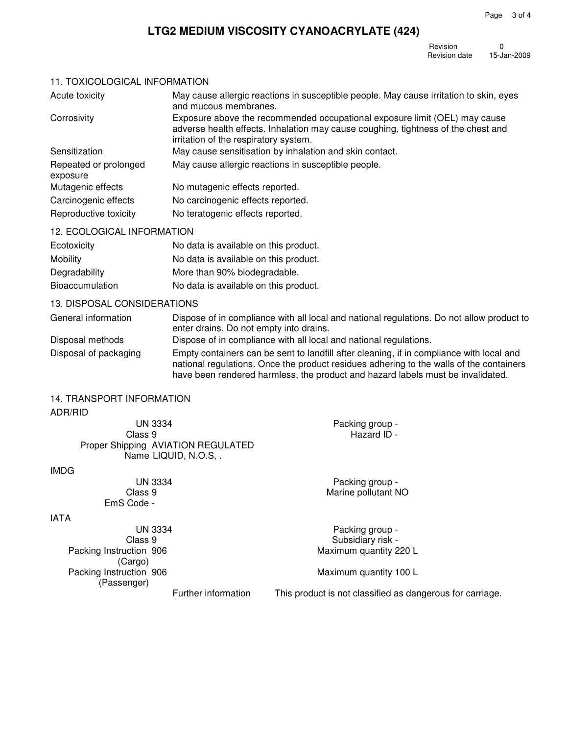# LTG2 MEDIUM VISCOSITY CYANOACRYLATE (424)

Revision 0
Revision date 15-Jan-2009

## 11. TOXICOLOGICAL INFORMATION

| | |
|---|---|
| Acute toxicity | May cause allergic reactions in susceptible people. May cause irritation to skin, eyes and mucous membranes. |
| Corrosivity | Exposure above the recommended occupational exposure limit (OEL) may cause adverse health effects. Inhalation may cause coughing, tightness of the chest and irritation of the respiratory system. |
| Sensitization | May cause sensitisation by inhalation and skin contact. |
| Repeated or prolonged exposure | May cause allergic reactions in susceptible people. |
| Mutagenic effects | No mutagenic effects reported. |
| Carcinogenic effects | No carcinogenic effects reported. |
| Reproductive toxicity | No teratogenic effects reported. |

## 12. ECOLOGICAL INFORMATION

| | |
|---|---|
| Ecotoxicity | No data is available on this product. |
| Mobility | No data is available on this product. |
| Degradability | More than 90% biodegradable. |
| Bioaccumulation | No data is available on this product. |

## 13. DISPOSAL CONSIDERATIONS

| | |
|---|---|
| General information | Dispose of in compliance with all local and national regulations. Do not allow product to enter drains. Do not empty into drains. |
| Disposal methods | Dispose of in compliance with all local and national regulations. |
| Disposal of packaging | Empty containers can be sent to landfill after cleaning, if in compliance with local and national regulations. Once the product residues adhering to the walls of the containers have been rendered harmless, the product and hazard labels must be invalidated. |

## 14. TRANSPORT INFORMATION

### ADR/RID

UN 3334
Class 9
Proper Shipping Name AVIATION REGULATED LIQUID, N.O.S, .
Packing group -
Hazard ID -

### IMDG

UN 3334
Class 9
EmS Code -
Packing group -
Marine pollutant NO

### IATA

UN 3334
Class 9
Packing Instruction (Cargo) 906
Packing Instruction (Passenger) 906
Packing group -
Subsidiary risk -
Maximum quantity 220 L
Maximum quantity 100 L

Further information: This product is not classified as dangerous for carriage.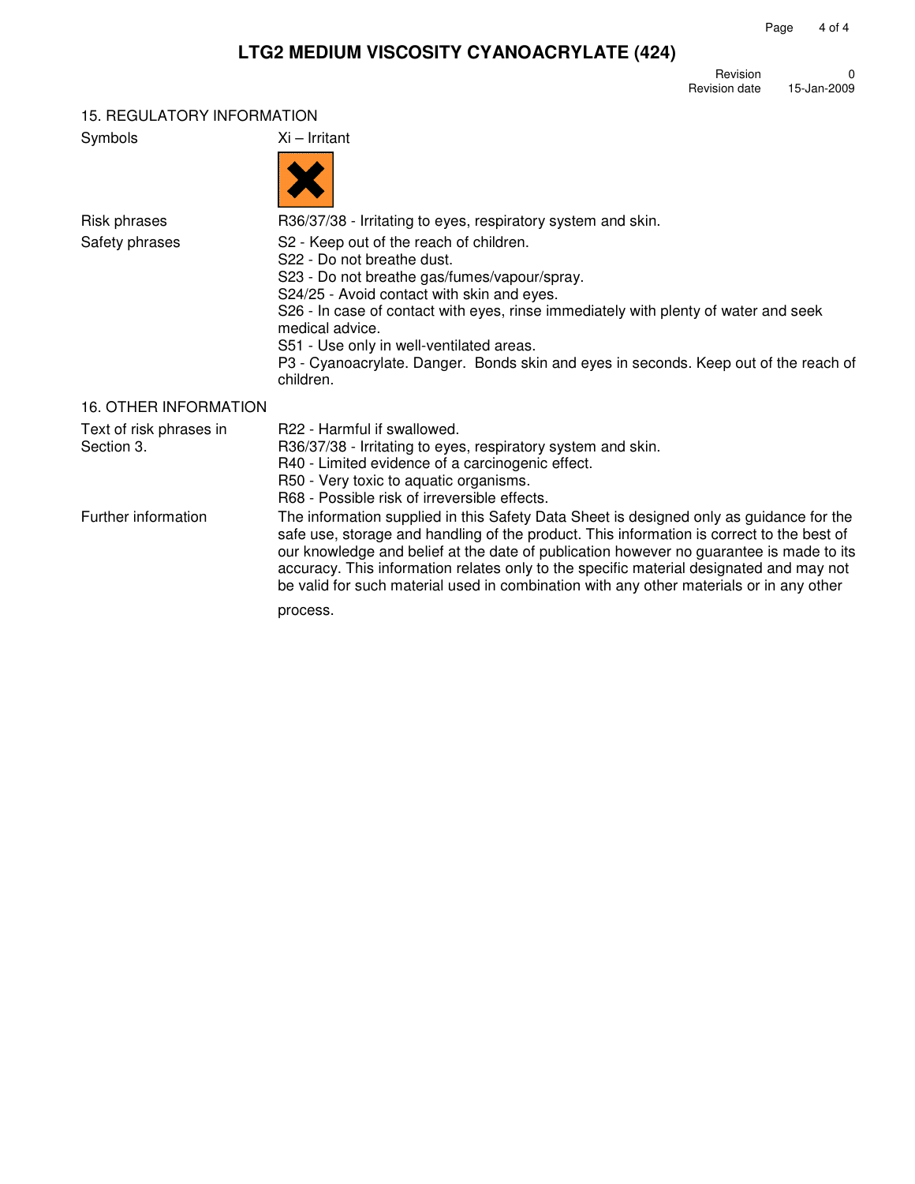**LTG2 MEDIUM VISCOSITY CYANOACRYLATE (424)**

Revision 0
Revision date 15-Jan-2009

## 15. REGULATORY INFORMATION

| | |
|---|---|
| Symbols | Xi – Irritant |
| Risk phrases | R36/37/38 - Irritating to eyes, respiratory system and skin. |
| Safety phrases | S2 - Keep out of the reach of children.<br>S22 - Do not breathe dust.<br>S23 - Do not breathe gas/fumes/vapour/spray.<br>S24/25 - Avoid contact with skin and eyes.<br>S26 - In case of contact with eyes, rinse immediately with plenty of water and seek medical advice.<br>S51 - Use only in well-ventilated areas.<br>P3 - Cyanoacrylate. Danger. Bonds skin and eyes in seconds. Keep out of the reach of children. |

## 16. OTHER INFORMATION

| | |
|---|---|
| Text of risk phrases in Section 3. | R22 - Harmful if swallowed.<br>R36/37/38 - Irritating to eyes, respiratory system and skin.<br>R40 - Limited evidence of a carcinogenic effect.<br>R50 - Very toxic to aquatic organisms.<br>R68 - Possible risk of irreversible effects. |
| Further information | The information supplied in this Safety Data Sheet is designed only as guidance for the safe use, storage and handling of the product. This information is correct to the best of our knowledge and belief at the date of publication however no guarantee is made to its accuracy. This information relates only to the specific material designated and may not be valid for such material used in combination with any other materials or in any other process. |